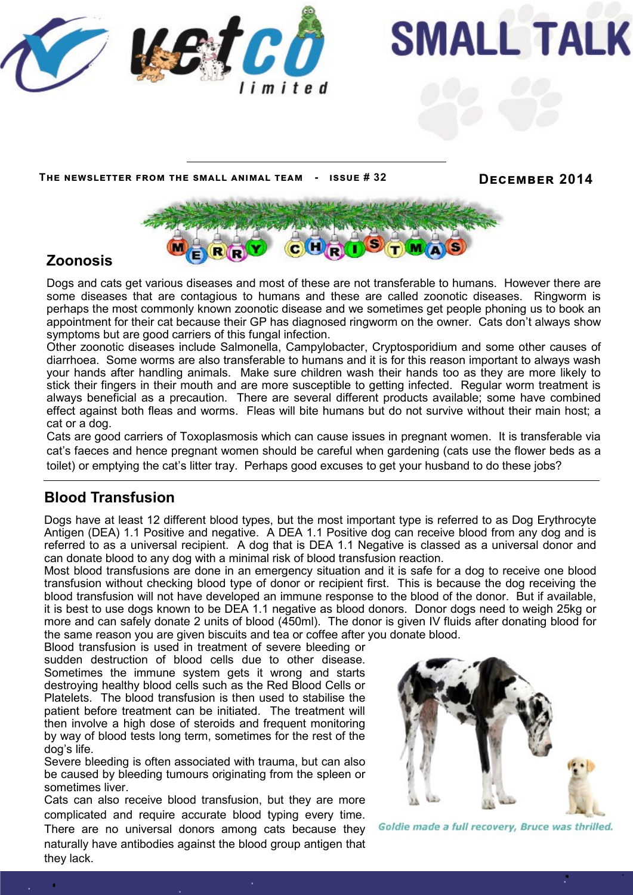# SMALL TALK

**The newsletter from the small animal team - issue # 32**

**December 2014**

## Zoonosis

Dogs and cats get various diseases and most of these are not transferable to humans. However there are some diseases that are contagious to humans and these are called zoonotic diseases. Ringworm is perhaps the most commonly known zoonotic disease and we sometimes get people phoning us to book an appointment for their cat because their GP has diagnosed ringworm on the owner. Cats don't always show symptoms but are good carriers of this fungal infection.

Other zoonotic diseases include Salmonella, Campylobacter, Cryptosporidium and some other causes of diarrhoea. Some worms are also transferable to humans and it is for this reason important to always wash your hands after handling animals. Make sure children wash their hands too as they are more likely to stick their fingers in their mouth and are more susceptible to getting infected. Regular worm treatment is always beneficial as a precaution. There are several different products available; some have combined effect against both fleas and worms. Fleas will bite humans but do not survive without their main host; a cat or a dog.

Cats are good carriers of Toxoplasmosis which can cause issues in pregnant women. It is transferable via cat's faeces and hence pregnant women should be careful when gardening (cats use the flower beds as a toilet) or emptying the cat's litter tray. Perhaps good excuses to get your husband to do these jobs?

## Blood Transfusion

Dogs have at least 12 different blood types, but the most important type is referred to as Dog Erythrocyte Antigen (DEA) 1.1 Positive and negative. A DEA 1.1 Positive dog can receive blood from any dog and is referred to as a universal recipient. A dog that is DEA 1.1 Negative is classed as a universal donor and can donate blood to any dog with a minimal risk of blood transfusion reaction.

Most blood transfusions are done in an emergency situation and it is safe for a dog to receive one blood transfusion without checking blood type of donor or recipient first. This is because the dog receiving the blood transfusion will not have developed an immune response to the blood of the donor. But if available, it is best to use dogs known to be DEA 1.1 negative as blood donors. Donor dogs need to weigh 25kg or more and can safely donate 2 units of blood (450ml). The donor is given IV fluids after donating blood for the same reason you are given biscuits and tea or coffee after you donate blood.

Blood transfusion is used in treatment of severe bleeding or sudden destruction of blood cells due to other disease. Sometimes the immune system gets it wrong and starts destroying healthy blood cells such as the Red Blood Cells or Platelets. The blood transfusion is then used to stabilise the patient before treatment can be initiated. The treatment will then involve a high dose of steroids and frequent monitoring by way of blood tests long term, sometimes for the rest of the dog's life.

Severe bleeding is often associated with trauma, but can also be caused by bleeding tumours originating from the spleen or sometimes liver.

Cats can also receive blood transfusion, but they are more complicated and require accurate blood typing every time. There are no universal donors among cats because they naturally have antibodies against the blood group antigen that they lack.

*Goldie made a full recovery, Bruce was thrilled.*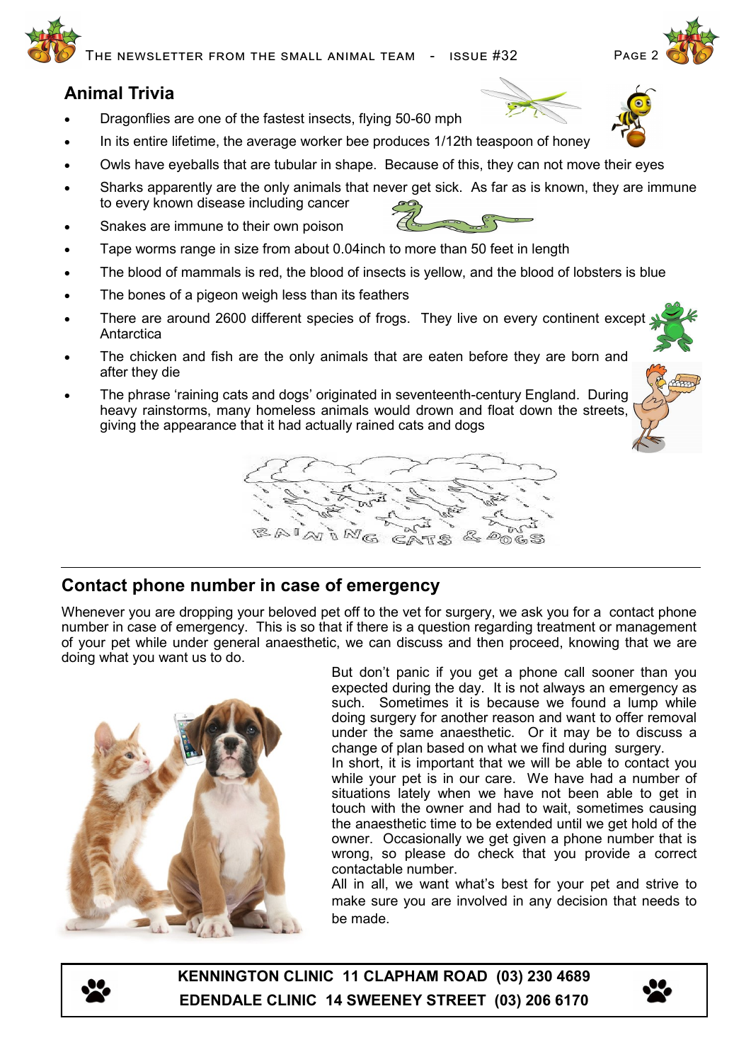## Animal Trivia

- Dragonflies are one of the fastest insects, flying 50-60 mph
- In its entire lifetime, the average worker bee produces 1/12th teaspoon of honey
- Owls have eyeballs that are tubular in shape. Because of this, they can not move their eyes
- Sharks apparently are the only animals that never get sick. As far as is known, they are immune to every known disease including cancer
- Snakes are immune to their own poison
- Tape worms range in size from about 0.04inch to more than 50 feet in length
- The blood of mammals is red, the blood of insects is yellow, and the blood of lobsters is blue
- The bones of a pigeon weigh less than its feathers
- There are around 2600 different species of frogs. They live on every continent except Antarctica
- The chicken and fish are the only animals that are eaten before they are born and after they die
- The phrase 'raining cats and dogs' originated in seventeenth-century England. During heavy rainstorms, many homeless animals would drown and float down the streets, giving the appearance that it had actually rained cats and dogs

## Contact phone number in case of emergency

Whenever you are dropping your beloved pet off to the vet for surgery, we ask you for a contact phone number in case of emergency. This is so that if there is a question regarding treatment or management of your pet while under general anaesthetic, we can discuss and then proceed, knowing that we are doing what you want us to do.

But don't panic if you get a phone call sooner than you expected during the day. It is not always an emergency as such. Sometimes it is because we found a lump while doing surgery for another reason and want to offer removal under the same anaesthetic. Or it may be to discuss a change of plan based on what we find during surgery.

In short, it is important that we will be able to contact you while your pet is in our care. We have had a number of situations lately when we have not been able to get in touch with the owner and had to wait, sometimes causing the anaesthetic time to be extended until we get hold of the owner. Occasionally we get given a phone number that is wrong, so please do check that you provide a correct contactable number.

All in all, we want what's best for your pet and strive to make sure you are involved in any decision that needs to be made.

**KENNINGTON CLINIC 11 CLAPHAM ROAD (03) 230 4689**

**EDENDALE CLINIC 14 SWEENEY STREET (03) 206 6170**